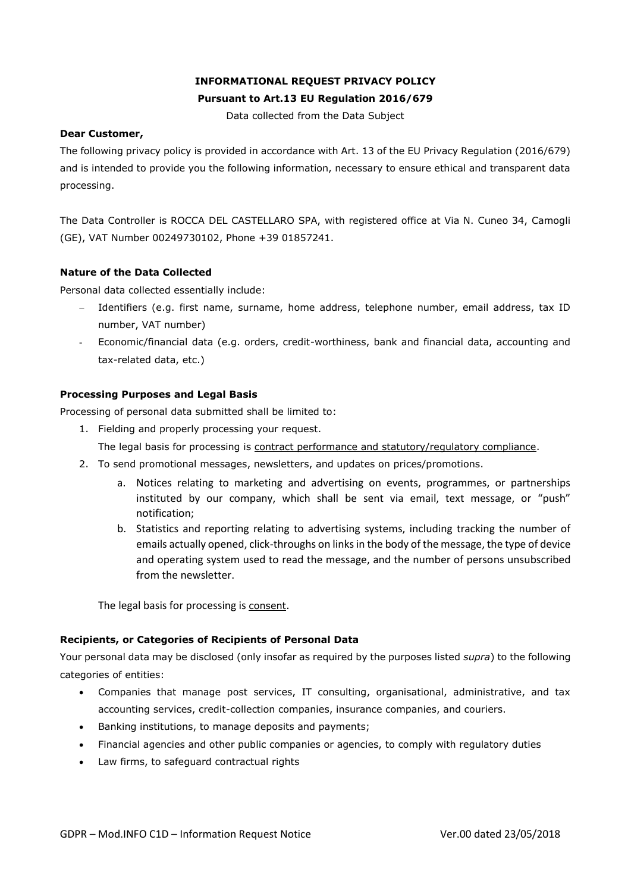# INFORMATIONAL REQUEST PRIVACY POLICY

## Pursuant to Art.13 EU Regulation 2016/679

Data collected from the Data Subject

**Dear Customer,**

The following privacy policy is provided in accordance with Art. 13 of the EU Privacy Regulation (2016/679) and is intended to provide you the following information, necessary to ensure ethical and transparent data processing.

The Data Controller is ROCCA DEL CASTELLARO SPA, with registered office at Via N. Cuneo 34, Camogli (GE), VAT Number 00249730102, Phone +39 01857241.

### Nature of the Data Collected

Personal data collected essentially include:

- Identifiers (e.g. first name, surname, home address, telephone number, email address, tax ID number, VAT number)
- Economic/financial data (e.g. orders, credit-worthiness, bank and financial data, accounting and tax-related data, etc.)

### Processing Purposes and Legal Basis

Processing of personal data submitted shall be limited to:

1. Fielding and properly processing your request.
   The legal basis for processing is contract performance and statutory/regulatory compliance.
2. To send promotional messages, newsletters, and updates on prices/promotions.
   a. Notices relating to marketing and advertising on events, programmes, or partnerships instituted by our company, which shall be sent via email, text message, or "push" notification;
   b. Statistics and reporting relating to advertising systems, including tracking the number of emails actually opened, click-throughs on links in the body of the message, the type of device and operating system used to read the message, and the number of persons unsubscribed from the newsletter.

   The legal basis for processing is consent.

### Recipients, or Categories of Recipients of Personal Data

Your personal data may be disclosed (only insofar as required by the purposes listed *supra*) to the following categories of entities:

- Companies that manage post services, IT consulting, organisational, administrative, and tax accounting services, credit-collection companies, insurance companies, and couriers.
- Banking institutions, to manage deposits and payments;
- Financial agencies and other public companies or agencies, to comply with regulatory duties
- Law firms, to safeguard contractual rights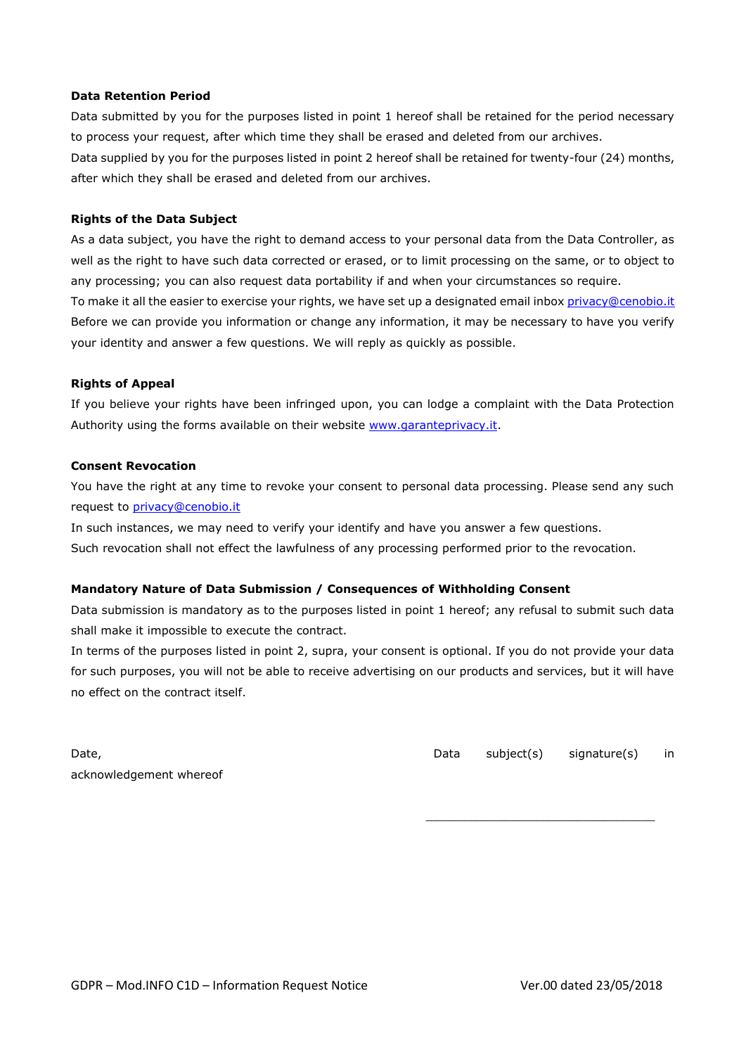**Data Retention Period**

Data submitted by you for the purposes listed in point 1 hereof shall be retained for the period necessary to process your request, after which time they shall be erased and deleted from our archives.

Data supplied by you for the purposes listed in point 2 hereof shall be retained for twenty-four (24) months, after which they shall be erased and deleted from our archives.

**Rights of the Data Subject**

As a data subject, you have the right to demand access to your personal data from the Data Controller, as well as the right to have such data corrected or erased, or to limit processing on the same, or to object to any processing; you can also request data portability if and when your circumstances so require.

To make it all the easier to exercise your rights, we have set up a designated email inbox privacy@cenobio.it

Before we can provide you information or change any information, it may be necessary to have you verify your identity and answer a few questions. We will reply as quickly as possible.

**Rights of Appeal**

If you believe your rights have been infringed upon, you can lodge a complaint with the Data Protection Authority using the forms available on their website www.garanteprivacy.it.

**Consent Revocation**

You have the right at any time to revoke your consent to personal data processing. Please send any such request to privacy@cenobio.it

In such instances, we may need to verify your identify and have you answer a few questions.

Such revocation shall not effect the lawfulness of any processing performed prior to the revocation.

**Mandatory Nature of Data Submission / Consequences of Withholding Consent**

Data submission is mandatory as to the purposes listed in point 1 hereof; any refusal to submit such data shall make it impossible to execute the contract.

In terms of the purposes listed in point 2, supra, your consent is optional. If you do not provide your data for such purposes, you will not be able to receive advertising on our products and services, but it will have no effect on the contract itself.

Date,

Data subject(s) signature(s) in acknowledgement whereof

\_\_\_\_\_\_\_\_\_\_\_\_\_\_\_\_\_\_\_\_\_\_\_\_\_\_\_\_\_\_\_\_

GDPR – Mod.INFO C1D – Information Request Notice Ver.00 dated 23/05/2018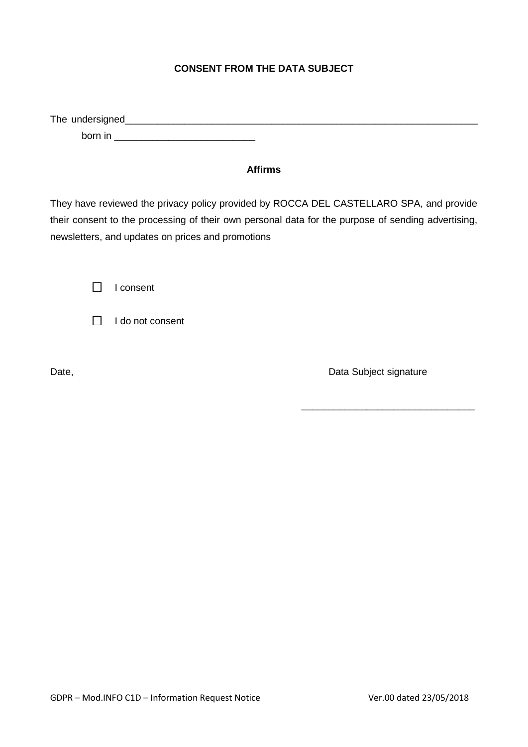**CONSENT FROM THE DATA SUBJECT**

The undersigned_____________________________________________________________________

born in __________________________

**Affirms**

They have reviewed the privacy policy provided by ROCCA DEL CASTELLARO SPA, and provide their consent to the processing of their own personal data for the purpose of sending advertising, newsletters, and updates on prices and promotions

☐ I consent

☐ I do not consent

Date,

Data Subject signature

________________________________